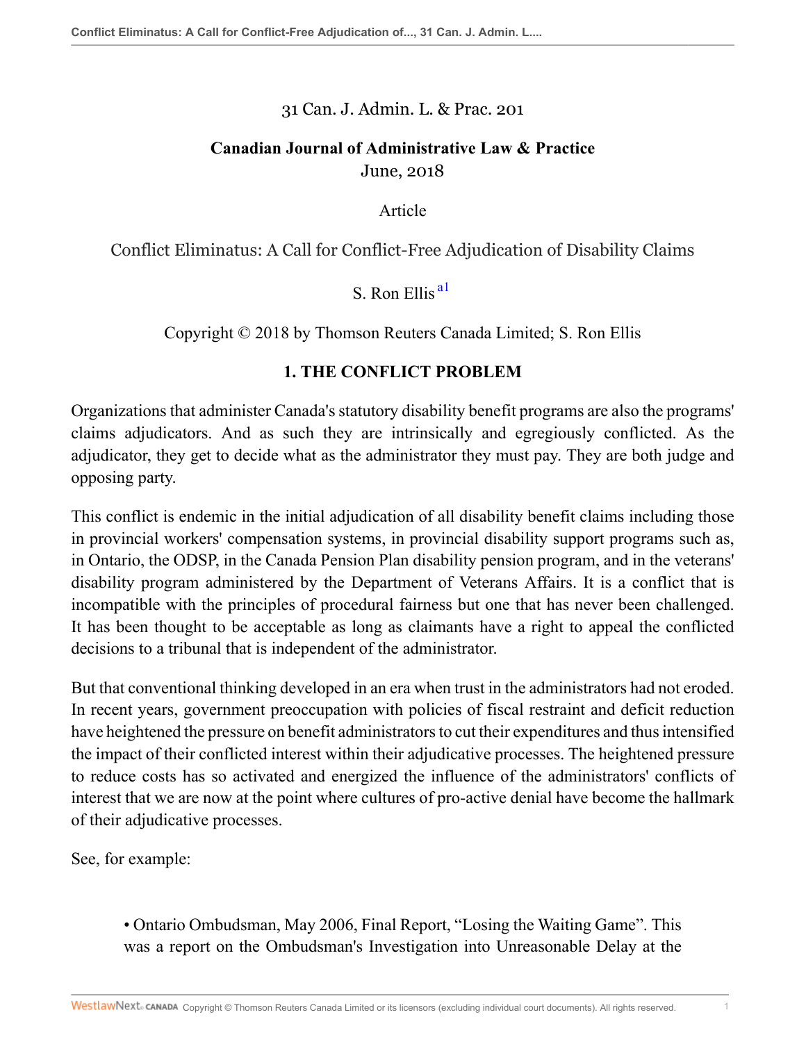31 Can. J. Admin. L. & Prac. 201

**Canadian Journal of Administrative Law & Practice**
June, 2018

Article

Conflict Eliminatus: A Call for Conflict-Free Adjudication of Disability Claims

S. Ron Ellis [a1]

Copyright © 2018 by Thomson Reuters Canada Limited; S. Ron Ellis

## 1. THE CONFLICT PROBLEM

Organizations that administer Canada's statutory disability benefit programs are also the programs' claims adjudicators. And as such they are intrinsically and egregiously conflicted. As the adjudicator, they get to decide what as the administrator they must pay. They are both judge and opposing party.

This conflict is endemic in the initial adjudication of all disability benefit claims including those in provincial workers' compensation systems, in provincial disability support programs such as, in Ontario, the ODSP, in the Canada Pension Plan disability pension program, and in the veterans' disability program administered by the Department of Veterans Affairs. It is a conflict that is incompatible with the principles of procedural fairness but one that has never been challenged. It has been thought to be acceptable as long as claimants have a right to appeal the conflicted decisions to a tribunal that is independent of the administrator.

But that conventional thinking developed in an era when trust in the administrators had not eroded. In recent years, government preoccupation with policies of fiscal restraint and deficit reduction have heightened the pressure on benefit administrators to cut their expenditures and thus intensified the impact of their conflicted interest within their adjudicative processes. The heightened pressure to reduce costs has so activated and energized the influence of the administrators' conflicts of interest that we are now at the point where cultures of pro-active denial have become the hallmark of their adjudicative processes.

See, for example:

- Ontario Ombudsman, May 2006, Final Report, "Losing the Waiting Game". This was a report on the Ombudsman's Investigation into Unreasonable Delay at the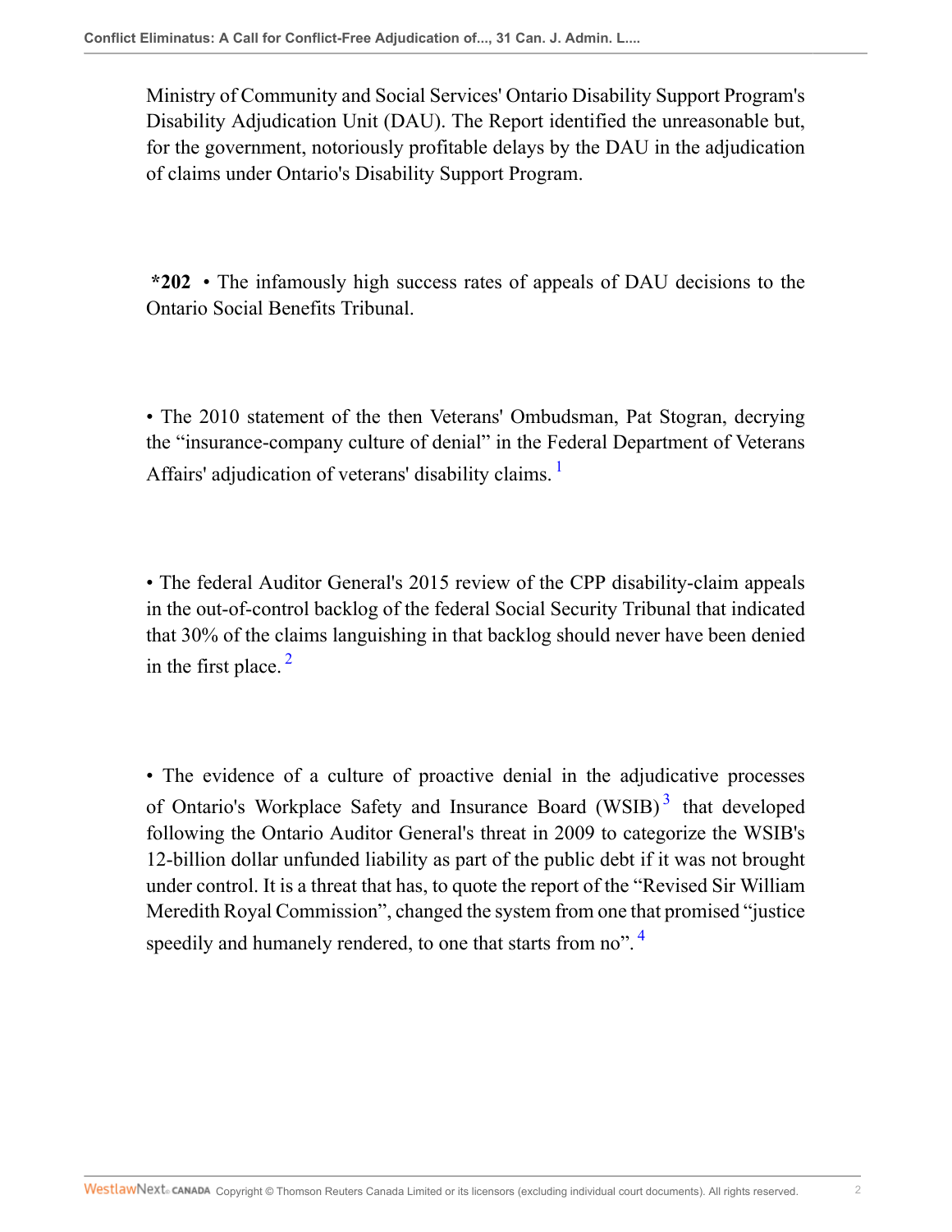Ministry of Community and Social Services' Ontario Disability Support Program's Disability Adjudication Unit (DAU). The Report identified the unreasonable but, for the government, notoriously profitable delays by the DAU in the adjudication of claims under Ontario's Disability Support Program.

**\*202** • The infamously high success rates of appeals of DAU decisions to the Ontario Social Benefits Tribunal.

• The 2010 statement of the then Veterans' Ombudsman, Pat Stogran, decrying the "insurance-company culture of denial" in the Federal Department of Veterans Affairs' adjudication of veterans' disability claims. [1]

• The federal Auditor General's 2015 review of the CPP disability-claim appeals in the out-of-control backlog of the federal Social Security Tribunal that indicated that 30% of the claims languishing in that backlog should never have been denied in the first place. [2]

• The evidence of a culture of proactive denial in the adjudicative processes of Ontario's Workplace Safety and Insurance Board (WSIB) [3] that developed following the Ontario Auditor General's threat in 2009 to categorize the WSIB's 12-billion dollar unfunded liability as part of the public debt if it was not brought under control. It is a threat that has, to quote the report of the "Revised Sir William Meredith Royal Commission", changed the system from one that promised "justice speedily and humanely rendered, to one that starts from no". [4]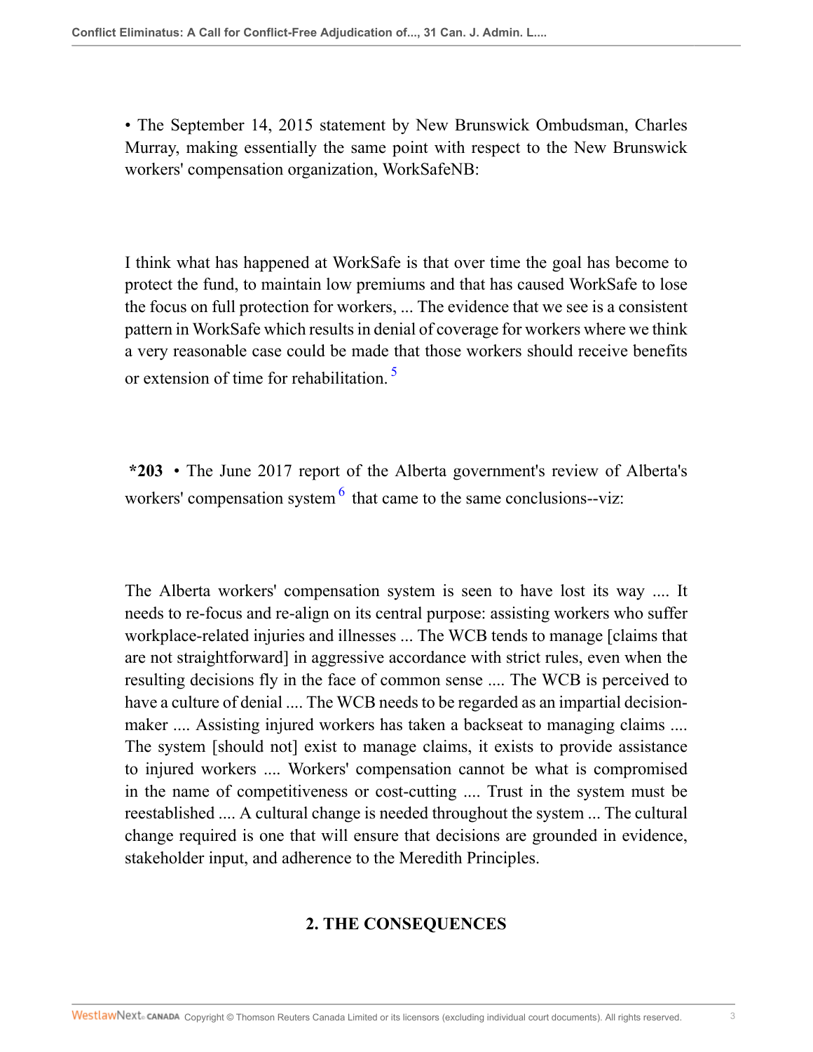• The September 14, 2015 statement by New Brunswick Ombudsman, Charles Murray, making essentially the same point with respect to the New Brunswick workers' compensation organization, WorkSafeNB:

> I think what has happened at WorkSafe is that over time the goal has become to protect the fund, to maintain low premiums and that has caused WorkSafe to lose the focus on full protection for workers, ... The evidence that we see is a consistent pattern in WorkSafe which results in denial of coverage for workers where we think a very reasonable case could be made that those workers should receive benefits or extension of time for rehabilitation. [5]

**\*203** • The June 2017 report of the Alberta government's review of Alberta's workers' compensation system [6] that came to the same conclusions--viz:

> The Alberta workers' compensation system is seen to have lost its way .... It needs to re-focus and re-align on its central purpose: assisting workers who suffer workplace-related injuries and illnesses ... The WCB tends to manage [claims that are not straightforward] in aggressive accordance with strict rules, even when the resulting decisions fly in the face of common sense .... The WCB is perceived to have a culture of denial .... The WCB needs to be regarded as an impartial decision-maker .... Assisting injured workers has taken a backseat to managing claims .... The system [should not] exist to manage claims, it exists to provide assistance to injured workers .... Workers' compensation cannot be what is compromised in the name of competitiveness or cost-cutting .... Trust in the system must be reestablished .... A cultural change is needed throughout the system ... The cultural change required is one that will ensure that decisions are grounded in evidence, stakeholder input, and adherence to the Meredith Principles.

## 2. THE CONSEQUENCES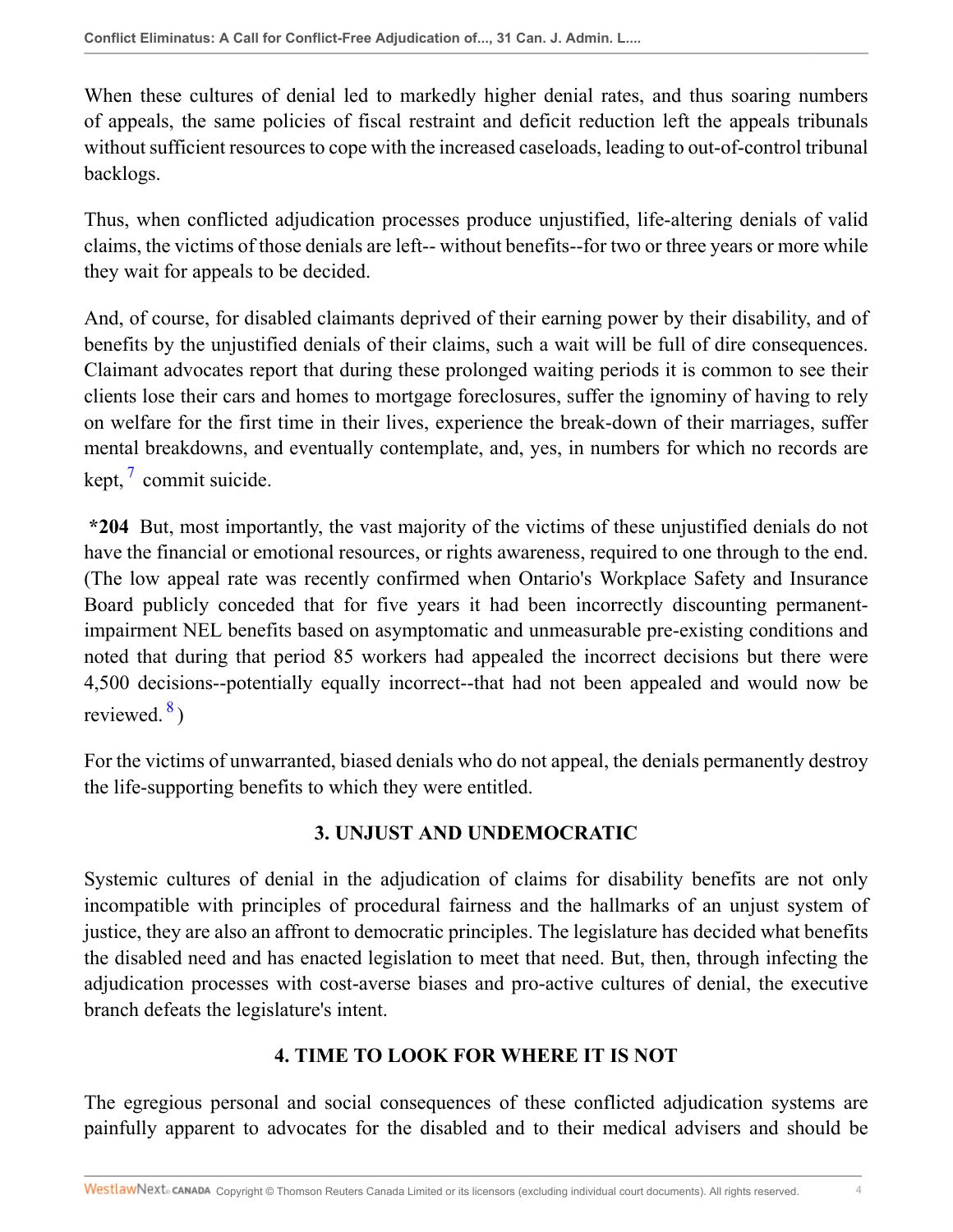When these cultures of denial led to markedly higher denial rates, and thus soaring numbers of appeals, the same policies of fiscal restraint and deficit reduction left the appeals tribunals without sufficient resources to cope with the increased caseloads, leading to out-of-control tribunal backlogs.

Thus, when conflicted adjudication processes produce unjustified, life-altering denials of valid claims, the victims of those denials are left-- without benefits--for two or three years or more while they wait for appeals to be decided.

And, of course, for disabled claimants deprived of their earning power by their disability, and of benefits by the unjustified denials of their claims, such a wait will be full of dire consequences. Claimant advocates report that during these prolonged waiting periods it is common to see their clients lose their cars and homes to mortgage foreclosures, suffer the ignominy of having to rely on welfare for the first time in their lives, experience the break-down of their marriages, suffer mental breakdowns, and eventually contemplate, and, yes, in numbers for which no records are kept,[7] commit suicide.

**\*204** But, most importantly, the vast majority of the victims of these unjustified denials do not have the financial or emotional resources, or rights awareness, required to one through to the end. (The low appeal rate was recently confirmed when Ontario's Workplace Safety and Insurance Board publicly conceded that for five years it had been incorrectly discounting permanent-impairment NEL benefits based on asymptomatic and unmeasurable pre-existing conditions and noted that during that period 85 workers had appealed the incorrect decisions but there were 4,500 decisions--potentially equally incorrect--that had not been appealed and would now be reviewed.[8])

For the victims of unwarranted, biased denials who do not appeal, the denials permanently destroy the life-supporting benefits to which they were entitled.

## 3. UNJUST AND UNDEMOCRATIC

Systemic cultures of denial in the adjudication of claims for disability benefits are not only incompatible with principles of procedural fairness and the hallmarks of an unjust system of justice, they are also an affront to democratic principles. The legislature has decided what benefits the disabled need and has enacted legislation to meet that need. But, then, through infecting the adjudication processes with cost-averse biases and pro-active cultures of denial, the executive branch defeats the legislature's intent.

## 4. TIME TO LOOK FOR WHERE IT IS NOT

The egregious personal and social consequences of these conflicted adjudication systems are painfully apparent to advocates for the disabled and to their medical advisers and should be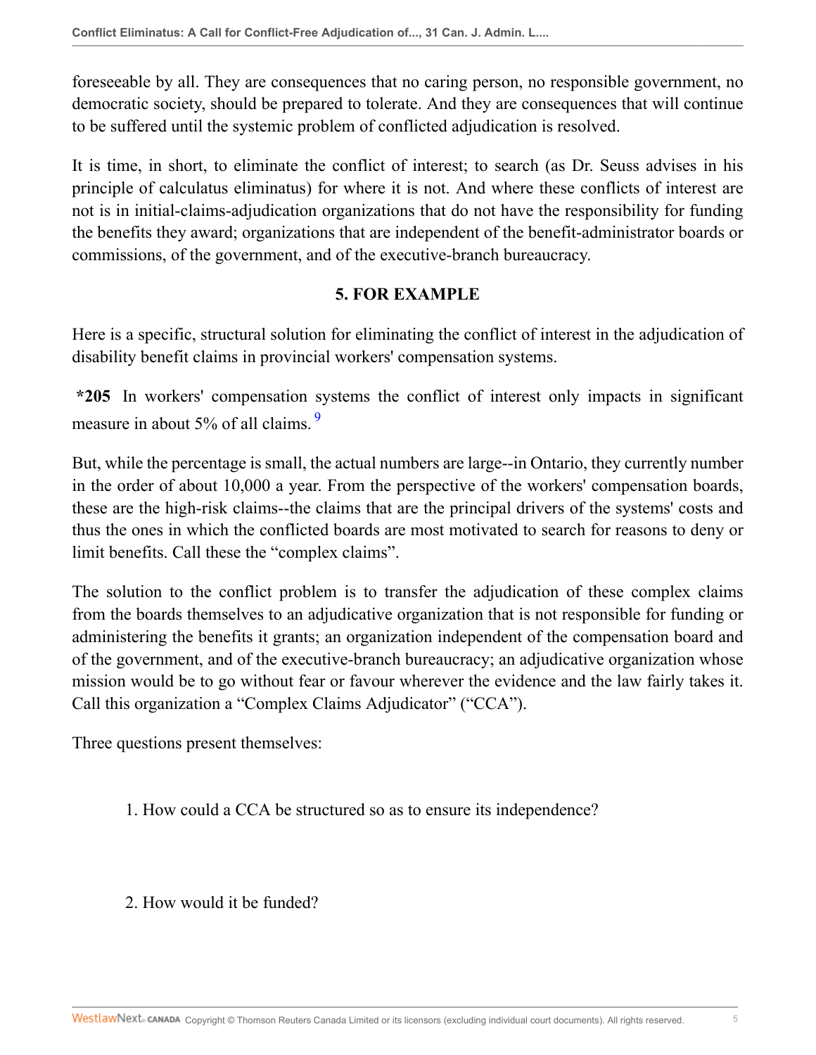foreseeable by all. They are consequences that no caring person, no responsible government, no democratic society, should be prepared to tolerate. And they are consequences that will continue to be suffered until the systemic problem of conflicted adjudication is resolved.

It is time, in short, to eliminate the conflict of interest; to search (as Dr. Seuss advises in his principle of calculatus eliminatus) for where it is not. And where these conflicts of interest are not is in initial-claims-adjudication organizations that do not have the responsibility for funding the benefits they award; organizations that are independent of the benefit-administrator boards or commissions, of the government, and of the executive-branch bureaucracy.

## 5. FOR EXAMPLE

Here is a specific, structural solution for eliminating the conflict of interest in the adjudication of disability benefit claims in provincial workers' compensation systems.

**\*205** In workers' compensation systems the conflict of interest only impacts in significant measure in about 5% of all claims. [9]

But, while the percentage is small, the actual numbers are large--in Ontario, they currently number in the order of about 10,000 a year. From the perspective of the workers' compensation boards, these are the high-risk claims--the claims that are the principal drivers of the systems' costs and thus the ones in which the conflicted boards are most motivated to search for reasons to deny or limit benefits. Call these the "complex claims".

The solution to the conflict problem is to transfer the adjudication of these complex claims from the boards themselves to an adjudicative organization that is not responsible for funding or administering the benefits it grants; an organization independent of the compensation board and of the government, and of the executive-branch bureaucracy; an adjudicative organization whose mission would be to go without fear or favour wherever the evidence and the law fairly takes it. Call this organization a "Complex Claims Adjudicator" ("CCA").

Three questions present themselves:

1. How could a CCA be structured so as to ensure its independence?

2. How would it be funded?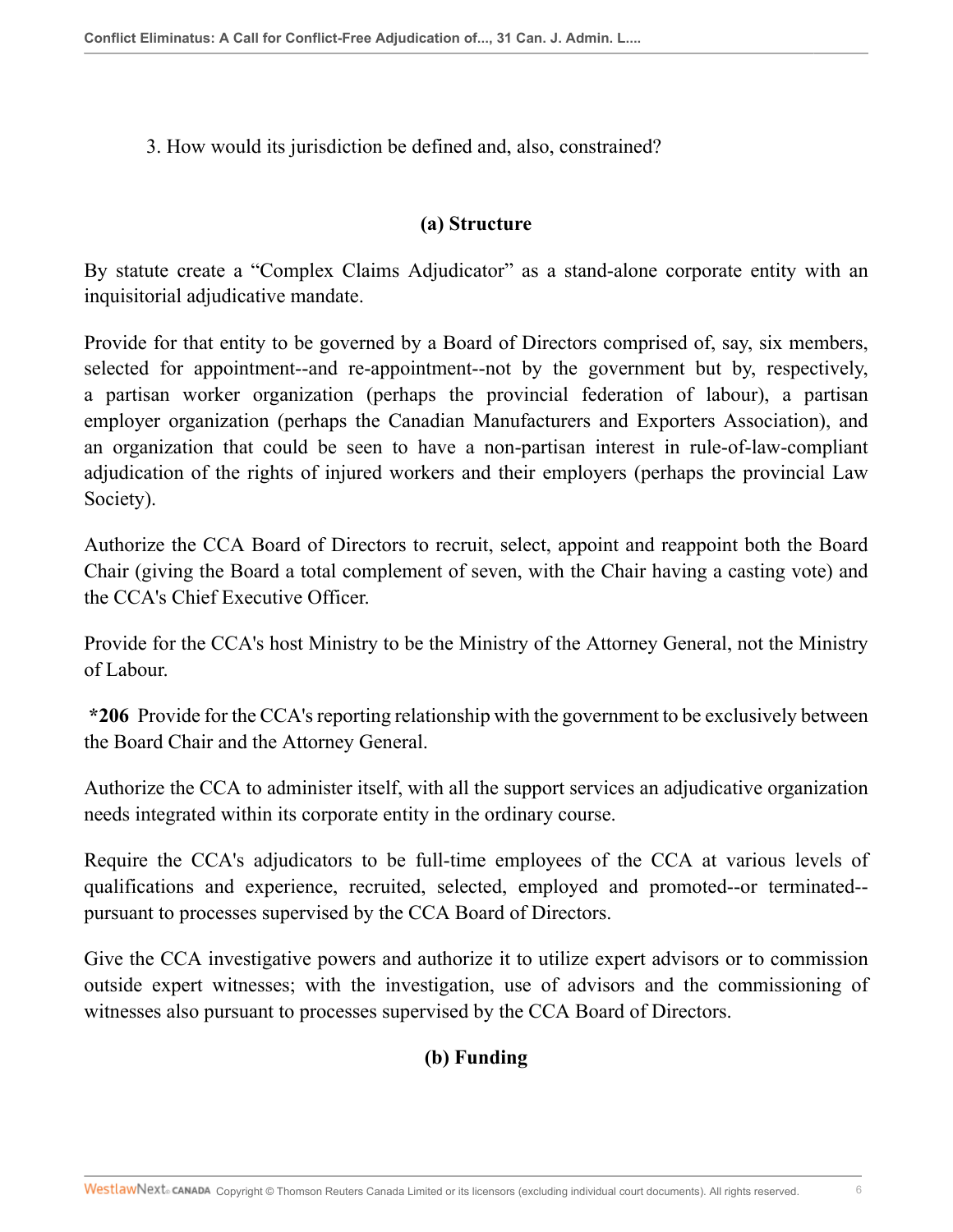3. How would its jurisdiction be defined and, also, constrained?

### (a) Structure

By statute create a "Complex Claims Adjudicator" as a stand-alone corporate entity with an inquisitorial adjudicative mandate.

Provide for that entity to be governed by a Board of Directors comprised of, say, six members, selected for appointment--and re-appointment--not by the government but by, respectively, a partisan worker organization (perhaps the provincial federation of labour), a partisan employer organization (perhaps the Canadian Manufacturers and Exporters Association), and an organization that could be seen to have a non-partisan interest in rule-of-law-compliant adjudication of the rights of injured workers and their employers (perhaps the provincial Law Society).

Authorize the CCA Board of Directors to recruit, select, appoint and reappoint both the Board Chair (giving the Board a total complement of seven, with the Chair having a casting vote) and the CCA's Chief Executive Officer.

Provide for the CCA's host Ministry to be the Ministry of the Attorney General, not the Ministry of Labour.

**\*206** Provide for the CCA's reporting relationship with the government to be exclusively between the Board Chair and the Attorney General.

Authorize the CCA to administer itself, with all the support services an adjudicative organization needs integrated within its corporate entity in the ordinary course.

Require the CCA's adjudicators to be full-time employees of the CCA at various levels of qualifications and experience, recruited, selected, employed and promoted--or terminated--pursuant to processes supervised by the CCA Board of Directors.

Give the CCA investigative powers and authorize it to utilize expert advisors or to commission outside expert witnesses; with the investigation, use of advisors and the commissioning of witnesses also pursuant to processes supervised by the CCA Board of Directors.

### (b) Funding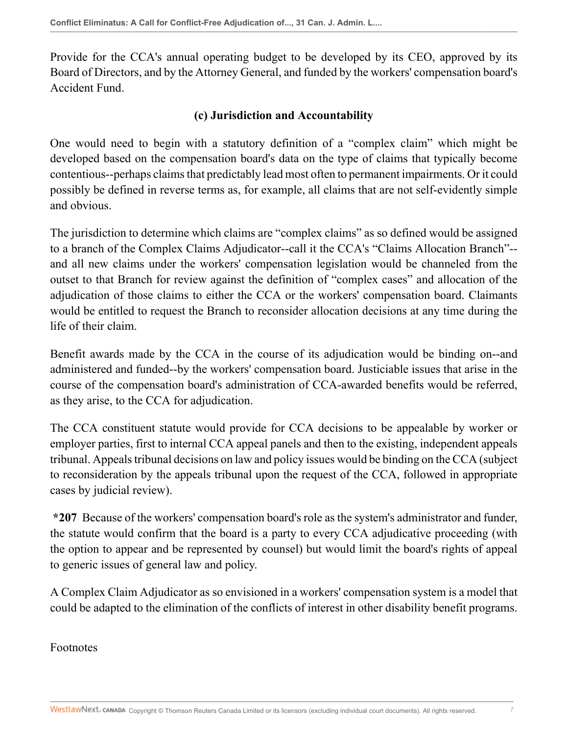Provide for the CCA's annual operating budget to be developed by its CEO, approved by its Board of Directors, and by the Attorney General, and funded by the workers' compensation board's Accident Fund.

### (c) Jurisdiction and Accountability

One would need to begin with a statutory definition of a "complex claim" which might be developed based on the compensation board's data on the type of claims that typically become contentious--perhaps claims that predictably lead most often to permanent impairments. Or it could possibly be defined in reverse terms as, for example, all claims that are not self-evidently simple and obvious.

The jurisdiction to determine which claims are "complex claims" as so defined would be assigned to a branch of the Complex Claims Adjudicator--call it the CCA's "Claims Allocation Branch"--and all new claims under the workers' compensation legislation would be channeled from the outset to that Branch for review against the definition of "complex cases" and allocation of the adjudication of those claims to either the CCA or the workers' compensation board. Claimants would be entitled to request the Branch to reconsider allocation decisions at any time during the life of their claim.

Benefit awards made by the CCA in the course of its adjudication would be binding on--and administered and funded--by the workers' compensation board. Justiciable issues that arise in the course of the compensation board's administration of CCA-awarded benefits would be referred, as they arise, to the CCA for adjudication.

The CCA constituent statute would provide for CCA decisions to be appealable by worker or employer parties, first to internal CCA appeal panels and then to the existing, independent appeals tribunal. Appeals tribunal decisions on law and policy issues would be binding on the CCA (subject to reconsideration by the appeals tribunal upon the request of the CCA, followed in appropriate cases by judicial review).

**\*207** Because of the workers' compensation board's role as the system's administrator and funder, the statute would confirm that the board is a party to every CCA adjudicative proceeding (with the option to appear and be represented by counsel) but would limit the board's rights of appeal to generic issues of general law and policy.

A Complex Claim Adjudicator as so envisioned in a workers' compensation system is a model that could be adapted to the elimination of the conflicts of interest in other disability benefit programs.

Footnotes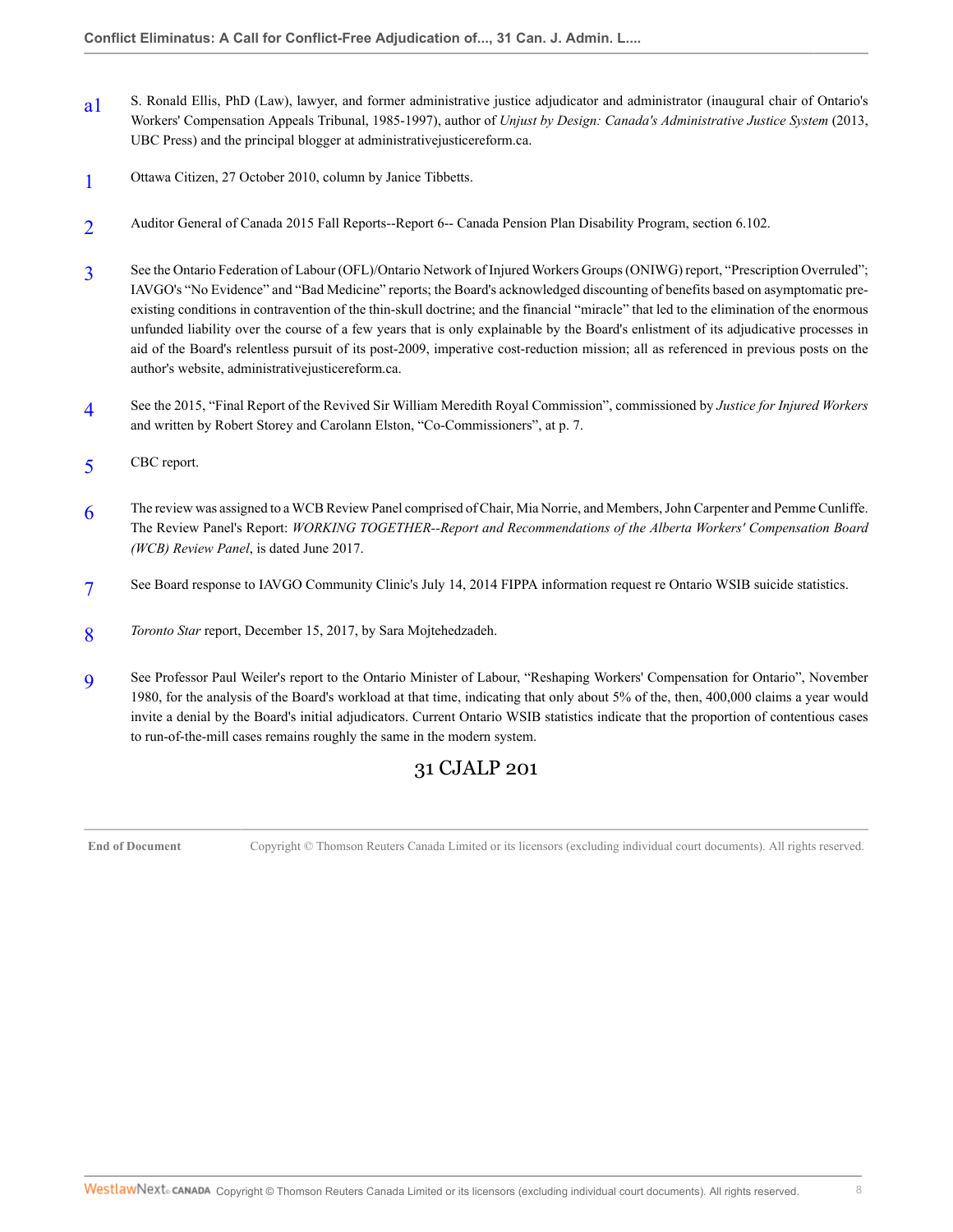a1 S. Ronald Ellis, PhD (Law), lawyer, and former administrative justice adjudicator and administrator (inaugural chair of Ontario's Workers' Compensation Appeals Tribunal, 1985-1997), author of *Unjust by Design: Canada's Administrative Justice System* (2013, UBC Press) and the principal blogger at administrativejusticereform.ca.

1 Ottawa Citizen, 27 October 2010, column by Janice Tibbetts.

2 Auditor General of Canada 2015 Fall Reports--Report 6-- Canada Pension Plan Disability Program, section 6.102.

3 See the Ontario Federation of Labour (OFL)/Ontario Network of Injured Workers Groups (ONIWG) report, "Prescription Overruled"; IAVGO's "No Evidence" and "Bad Medicine" reports; the Board's acknowledged discounting of benefits based on asymptomatic pre-existing conditions in contravention of the thin-skull doctrine; and the financial "miracle" that led to the elimination of the enormous unfunded liability over the course of a few years that is only explainable by the Board's enlistment of its adjudicative processes in aid of the Board's relentless pursuit of its post-2009, imperative cost-reduction mission; all as referenced in previous posts on the author's website, administrativejusticereform.ca.

4 See the 2015, "Final Report of the Revived Sir William Meredith Royal Commission", commissioned by *Justice for Injured Workers* and written by Robert Storey and Carolann Elston, "Co-Commissioners", at p. 7.

5 CBC report.

6 The review was assigned to a WCB Review Panel comprised of Chair, Mia Norrie, and Members, John Carpenter and Pemme Cunliffe. The Review Panel's Report: *WORKING TOGETHER--Report and Recommendations of the Alberta Workers' Compensation Board (WCB) Review Panel*, is dated June 2017.

7 See Board response to IAVGO Community Clinic's July 14, 2014 FIPPA information request re Ontario WSIB suicide statistics.

8 *Toronto Star* report, December 15, 2017, by Sara Mojtehedzadeh.

9 See Professor Paul Weiler's report to the Ontario Minister of Labour, "Reshaping Workers' Compensation for Ontario", November 1980, for the analysis of the Board's workload at that time, indicating that only about 5% of the, then, 400,000 claims a year would invite a denial by the Board's initial adjudicators. Current Ontario WSIB statistics indicate that the proportion of contentious cases to run-of-the-mill cases remains roughly the same in the modern system.

31 CJALP 201

End of Document Copyright © Thomson Reuters Canada Limited or its licensors (excluding individual court documents). All rights reserved.